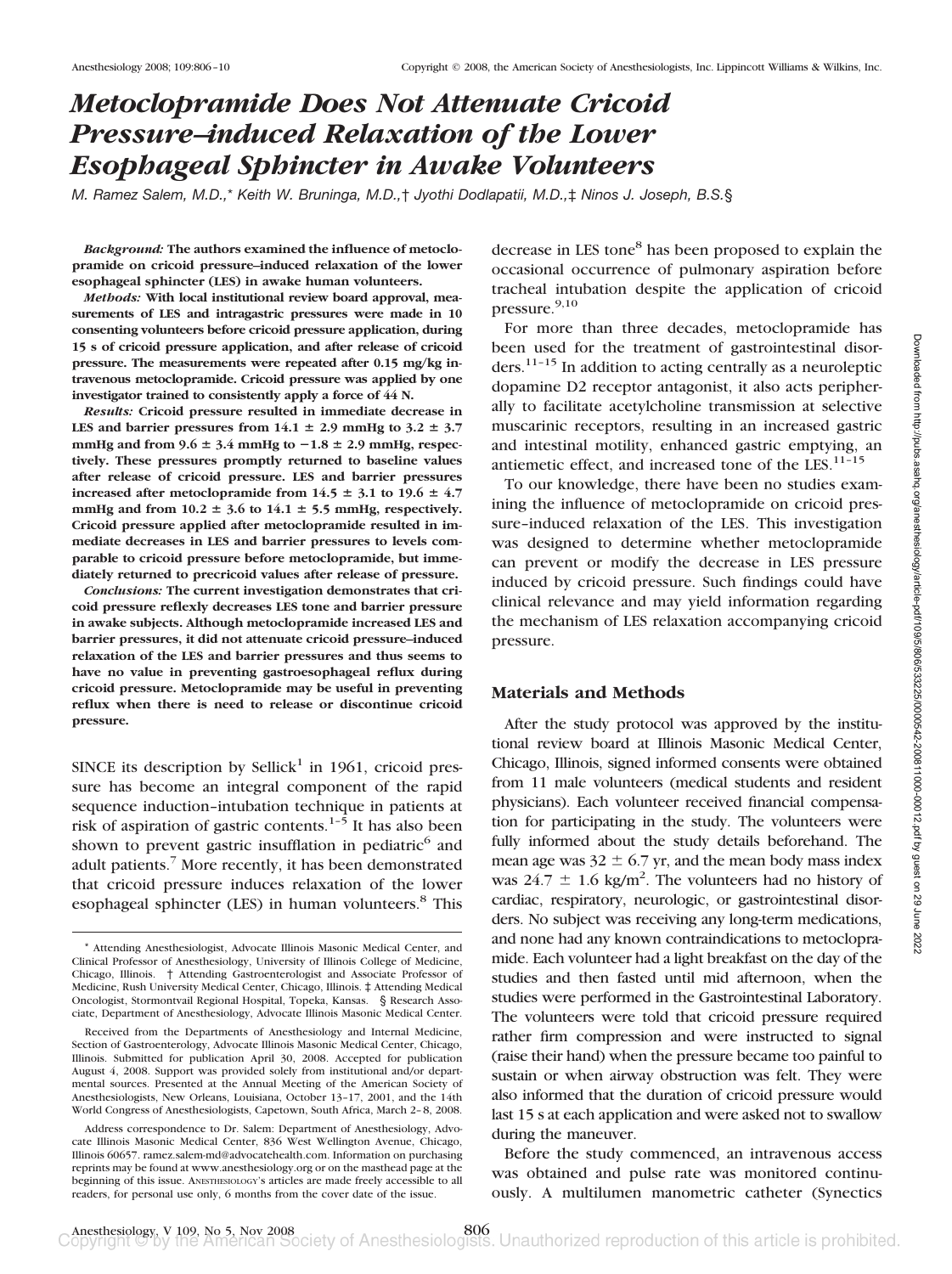# *Metoclopramide Does Not Attenuate Cricoid Pressure–induced Relaxation of the Lower Esophageal Sphincter in Awake Volunteers*

*M. Ramez Salem, M.D.,\* Keith W. Bruninga, M.D.,† Jyothi Dodlapatii, M.D.,‡ Ninos J. Joseph, B.S.§*

***Background:*** **The authors examined the influence of metoclopramide on cricoid pressure–induced relaxation of the lower esophageal sphincter (LES) in awake human volunteers.**

***Methods:*** **With local institutional review board approval, measurements of LES and intragastric pressures were made in 10 consenting volunteers before cricoid pressure application, during 15 s of cricoid pressure application, and after release of cricoid pressure. The measurements were repeated after 0.15 mg/kg intravenous metoclopramide. Cricoid pressure was applied by one investigator trained to consistently apply a force of 44 N.**

***Results:*** **Cricoid pressure resulted in immediate decrease in LES and barrier pressures from 14.1 ± 2.9 mmHg to 3.2 ± 3.7 mmHg and from 9.6 ± 3.4 mmHg to −1.8 ± 2.9 mmHg, respectively. These pressures promptly returned to baseline values after release of cricoid pressure. LES and barrier pressures increased after metoclopramide from 14.5 ± 3.1 to 19.6 ± 4.7 mmHg and from 10.2 ± 3.6 to 14.1 ± 5.5 mmHg, respectively. Cricoid pressure applied after metoclopramide resulted in immediate decreases in LES and barrier pressures to levels comparable to cricoid pressure before metoclopramide, but immediately returned to precricoid values after release of pressure.**

***Conclusions:*** **The current investigation demonstrates that cricoid pressure reflexly decreases LES tone and barrier pressure in awake subjects. Although metoclopramide increased LES and barrier pressures, it did not attenuate cricoid pressure–induced relaxation of the LES and barrier pressures and thus seems to have no value in preventing gastroesophageal reflux during cricoid pressure. Metoclopramide may be useful in preventing reflux when there is need to release or discontinue cricoid pressure.**

SINCE its description by Sellick[1] in 1961, cricoid pressure has become an integral component of the rapid sequence induction–intubation technique in patients at risk of aspiration of gastric contents.[1–5] It has also been shown to prevent gastric insufflation in pediatric[6] and adult patients.[7] More recently, it has been demonstrated that cricoid pressure induces relaxation of the lower esophageal sphincter (LES) in human volunteers.[8] This decrease in LES tone[8] has been proposed to explain the occasional occurrence of pulmonary aspiration before tracheal intubation despite the application of cricoid pressure.[9,10]

For more than three decades, metoclopramide has been used for the treatment of gastrointestinal disorders.[11–15] In addition to acting centrally as a neuroleptic dopamine D2 receptor antagonist, it also acts peripherally to facilitate acetylcholine transmission at selective muscarinic receptors, resulting in an increased gastric and intestinal motility, enhanced gastric emptying, an antiemetic effect, and increased tone of the LES.[11–15]

To our knowledge, there have been no studies examining the influence of metoclopramide on cricoid pressure–induced relaxation of the LES. This investigation was designed to determine whether metoclopramide can prevent or modify the decrease in LES pressure induced by cricoid pressure. Such findings could have clinical relevance and may yield information regarding the mechanism of LES relaxation accompanying cricoid pressure.

## Materials and Methods

After the study protocol was approved by the institutional review board at Illinois Masonic Medical Center, Chicago, Illinois, signed informed consents were obtained from 11 male volunteers (medical students and resident physicians). Each volunteer received financial compensation for participating in the study. The volunteers were fully informed about the study details beforehand. The mean age was 32 ± 6.7 yr, and the mean body mass index was 24.7 ± 1.6 kg/m$^2$. The volunteers had no history of cardiac, respiratory, neurologic, or gastrointestinal disorders. No subject was receiving any long-term medications, and none had any known contraindications to metoclopramide. Each volunteer had a light breakfast on the day of the studies and then fasted until mid afternoon, when the studies were performed in the Gastrointestinal Laboratory. The volunteers were told that cricoid pressure required rather firm compression and were instructed to signal (raise their hand) when the pressure became too painful to sustain or when airway obstruction was felt. They were also informed that the duration of cricoid pressure would last 15 s at each application and were asked not to swallow during the maneuver.

Before the study commenced, an intravenous access was obtained and pulse rate was monitored continuously. A multilumen manometric catheter (Synectics

---

\* Attending Anesthesiologist, Advocate Illinois Masonic Medical Center, and Clinical Professor of Anesthesiology, University of Illinois College of Medicine, Chicago, Illinois. † Attending Gastroenterologist and Associate Professor of Medicine, Rush University Medical Center, Chicago, Illinois. ‡ Attending Medical Oncologist, Stormontvail Regional Hospital, Topeka, Kansas. § Research Associate, Department of Anesthesiology, Advocate Illinois Masonic Medical Center.

Received from the Departments of Anesthesiology and Internal Medicine, Section of Gastroenterology, Advocate Illinois Masonic Medical Center, Chicago, Illinois. Submitted for publication April 30, 2008. Accepted for publication August 4, 2008. Support was provided solely from institutional and/or departmental sources. Presented at the Annual Meeting of the American Society of Anesthesiologists, New Orleans, Louisiana, October 13–17, 2001, and the 14th World Congress of Anesthesiologists, Capetown, South Africa, March 2–8, 2008.

Address correspondence to Dr. Salem: Department of Anesthesiology, Advocate Illinois Masonic Medical Center, 836 West Wellington Avenue, Chicago, Illinois 60657. ramez.salem-md@advocatehealth.com. Information on purchasing reprints may be found at www.anesthesiology.org or on the masthead page at the beginning of this issue. ANESTHESIOLOGY's articles are made freely accessible to all readers, for personal use only, 6 months from the cover date of the issue.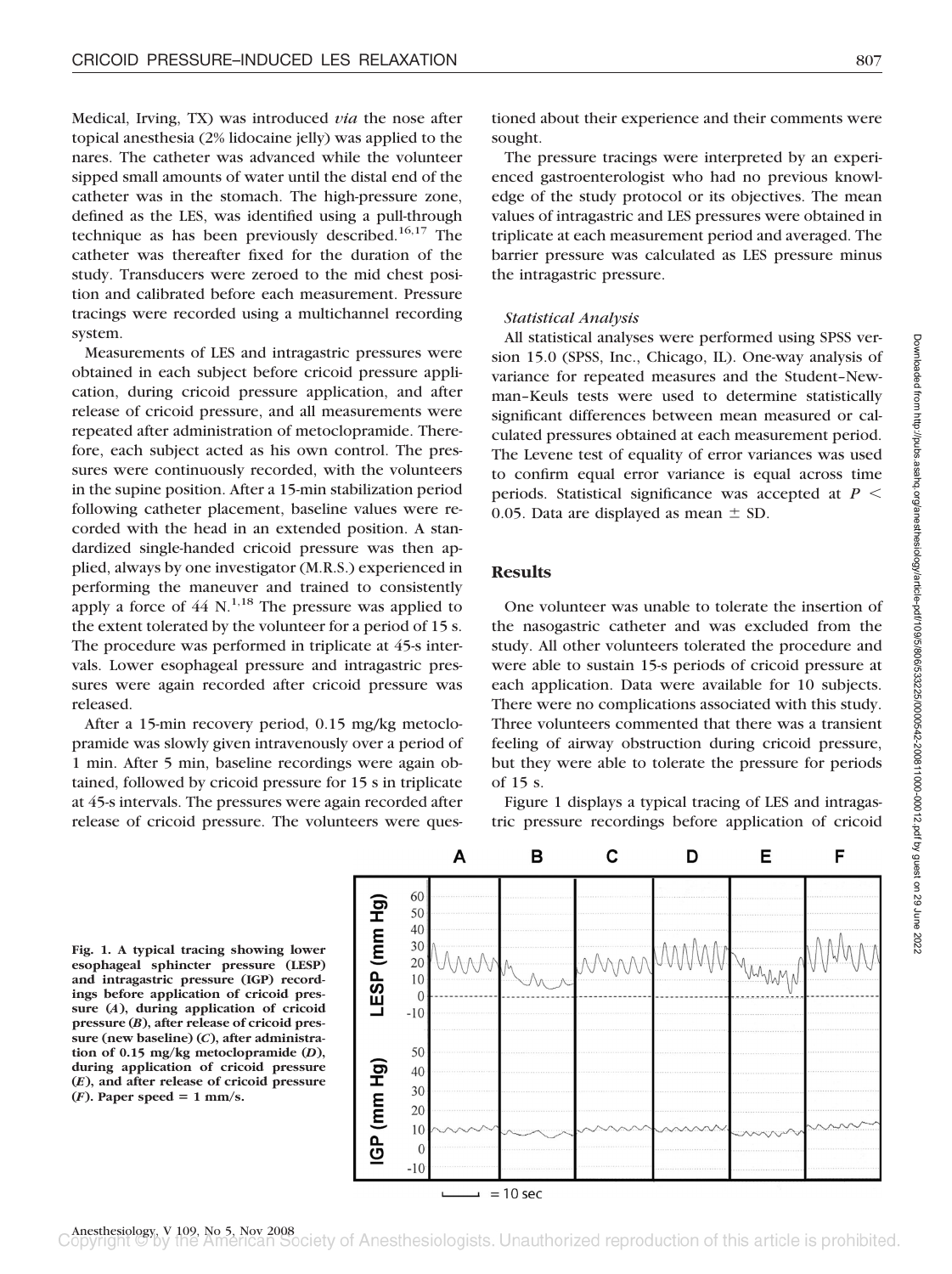Medical, Irving, TX) was introduced *via* the nose after topical anesthesia (2% lidocaine jelly) was applied to the nares. The catheter was advanced while the volunteer sipped small amounts of water until the distal end of the catheter was in the stomach. The high-pressure zone, defined as the LES, was identified using a pull-through technique as has been previously described.[16,17] The catheter was thereafter fixed for the duration of the study. Transducers were zeroed to the mid chest position and calibrated before each measurement. Pressure tracings were recorded using a multichannel recording system.

Measurements of LES and intragastric pressures were obtained in each subject before cricoid pressure application, during cricoid pressure application, and after release of cricoid pressure, and all measurements were repeated after administration of metoclopramide. Therefore, each subject acted as his own control. The pressures were continuously recorded, with the volunteers in the supine position. After a 15-min stabilization period following catheter placement, baseline values were recorded with the head in an extended position. A standardized single-handed cricoid pressure was then applied, always by one investigator (M.R.S.) experienced in performing the maneuver and trained to consistently apply a force of 44 N.[1,18] The pressure was applied to the extent tolerated by the volunteer for a period of 15 s. The procedure was performed in triplicate at 45-s intervals. Lower esophageal pressure and intragastric pressures were again recorded after cricoid pressure was released.

After a 15-min recovery period, 0.15 mg/kg metoclopramide was slowly given intravenously over a period of 1 min. After 5 min, baseline recordings were again obtained, followed by cricoid pressure for 15 s in triplicate at 45-s intervals. The pressures were again recorded after release of cricoid pressure. The volunteers were questioned about their experience and their comments were sought.

The pressure tracings were interpreted by an experienced gastroenterologist who had no previous knowledge of the study protocol or its objectives. The mean values of intragastric and LES pressures were obtained in triplicate at each measurement period and averaged. The barrier pressure was calculated as LES pressure minus the intragastric pressure.

### *Statistical Analysis*

All statistical analyses were performed using SPSS version 15.0 (SPSS, Inc., Chicago, IL). One-way analysis of variance for repeated measures and the Student–Newman–Keuls tests were used to determine statistically significant differences between mean measured or calculated pressures obtained at each measurement period. The Levene test of equality of error variances was used to confirm equal error variance is equal across time periods. Statistical significance was accepted at $P < 0.05$. Data are displayed as mean ± SD.

## Results

One volunteer was unable to tolerate the insertion of the nasogastric catheter and was excluded from the study. All other volunteers tolerated the procedure and were able to sustain 15-s periods of cricoid pressure at each application. Data were available for 10 subjects. There were no complications associated with this study. Three volunteers commented that there was a transient feeling of airway obstruction during cricoid pressure, but they were able to tolerate the pressure for periods of 15 s.

Figure 1 displays a typical tracing of LES and intragastric pressure recordings before application of cricoid

**Fig. 1. A typical tracing showing lower esophageal sphincter pressure (LESP) and intragastric pressure (IGP) recordings before application of cricoid pressure (*A*), during application of cricoid pressure (*B*), after release of cricoid pressure (new baseline) (*C*), after administration of 0.15 mg/kg metoclopramide (*D*), during application of cricoid pressure (*E*), and after release of cricoid pressure (*F*). Paper speed = 1 mm/s.**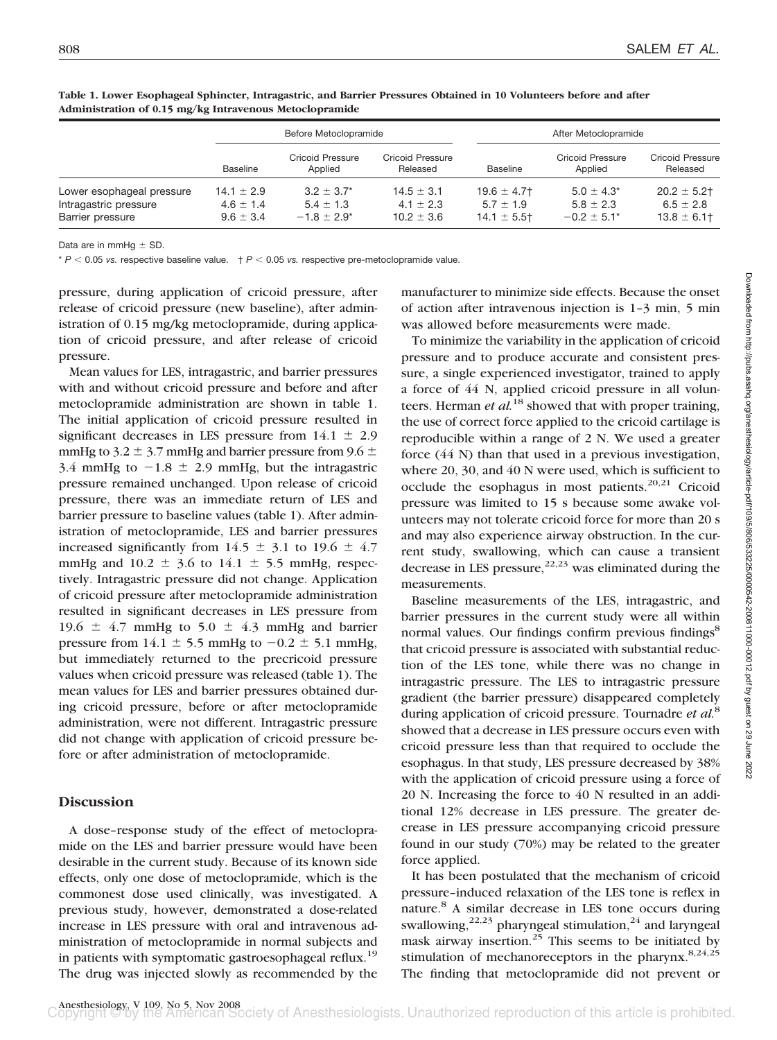**Table 1. Lower Esophageal Sphincter, Intragastric, and Barrier Pressures Obtained in 10 Volunteers before and after Administration of 0.15 mg/kg Intravenous Metoclopramide**

| | Before Metoclopramide | | | After Metoclopramide | | |
|---|---|---|---|---|---|---|
| | Baseline | Cricoid Pressure Applied | Cricoid Pressure Released | Baseline | Cricoid Pressure Applied | Cricoid Pressure Released |
| Lower esophageal pressure | 14.1 ± 2.9 | 3.2 ± 3.7* | 14.5 ± 3.1 | 19.6 ± 4.7† | 5.0 ± 4.3* | 20.2 ± 5.2† |
| Intragastric pressure | 4.6 ± 1.4 | 5.4 ± 1.3 | 4.1 ± 2.3 | 5.7 ± 1.9 | 5.8 ± 2.3 | 6.5 ± 2.8 |
| Barrier pressure | 9.6 ± 3.4 | −1.8 ± 2.9* | 10.2 ± 3.6 | 14.1 ± 5.5† | −0.2 ± 5.1* | 13.8 ± 6.1† |

Data are in mmHg ± SD.

* $P < 0.05$ *vs.* respective baseline value. † $P < 0.05$ *vs.* respective pre-metoclopramide value.

pressure, during application of cricoid pressure, after release of cricoid pressure (new baseline), after administration of 0.15 mg/kg metoclopramide, during application of cricoid pressure, and after release of cricoid pressure.

Mean values for LES, intragastric, and barrier pressures with and without cricoid pressure and before and after metoclopramide administration are shown in table 1. The initial application of cricoid pressure resulted in significant decreases in LES pressure from 14.1 ± 2.9 mmHg to 3.2 ± 3.7 mmHg and barrier pressure from 9.6 ± 3.4 mmHg to −1.8 ± 2.9 mmHg, but the intragastric pressure remained unchanged. Upon release of cricoid pressure, there was an immediate return of LES and barrier pressure to baseline values (table 1). After administration of metoclopramide, LES and barrier pressures increased significantly from 14.5 ± 3.1 to 19.6 ± 4.7 mmHg and 10.2 ± 3.6 to 14.1 ± 5.5 mmHg, respectively. Intragastric pressure did not change. Application of cricoid pressure after metoclopramide administration resulted in significant decreases in LES pressure from 19.6 ± 4.7 mmHg to 5.0 ± 4.3 mmHg and barrier pressure from 14.1 ± 5.5 mmHg to −0.2 ± 5.1 mmHg, but immediately returned to the precricoid pressure values when cricoid pressure was released (table 1). The mean values for LES and barrier pressures obtained during cricoid pressure, before or after metoclopramide administration, were not different. Intragastric pressure did not change with application of cricoid pressure before or after administration of metoclopramide.

## Discussion

A dose–response study of the effect of metoclopramide on the LES and barrier pressure would have been desirable in the current study. Because of its known side effects, only one dose of metoclopramide, which is the commonest dose used clinically, was investigated. A previous study, however, demonstrated a dose-related increase in LES pressure with oral and intravenous administration of metoclopramide in normal subjects and in patients with symptomatic gastroesophageal reflux.[19] The drug was injected slowly as recommended by the manufacturer to minimize side effects. Because the onset of action after intravenous injection is 1–3 min, 5 min was allowed before measurements were made.

To minimize the variability in the application of cricoid pressure and to produce accurate and consistent pressure, a single experienced investigator, trained to apply a force of 44 N, applied cricoid pressure in all volunteers. Herman *et al.*[18] showed that with proper training, the use of correct force applied to the cricoid cartilage is reproducible within a range of 2 N. We used a greater force (44 N) than that used in a previous investigation, where 20, 30, and 40 N were used, which is sufficient to occlude the esophagus in most patients.[20,21] Cricoid pressure was limited to 15 s because some awake volunteers may not tolerate cricoid force for more than 20 s and may also experience airway obstruction. In the current study, swallowing, which can cause a transient decrease in LES pressure,[22,23] was eliminated during the measurements.

Baseline measurements of the LES, intragastric, and barrier pressures in the current study were all within normal values. Our findings confirm previous findings[8] that cricoid pressure is associated with substantial reduction of the LES tone, while there was no change in intragastric pressure. The LES to intragastric pressure gradient (the barrier pressure) disappeared completely during application of cricoid pressure. Tournadre *et al.*[8] showed that a decrease in LES pressure occurs even with cricoid pressure less than that required to occlude the esophagus. In that study, LES pressure decreased by 38% with the application of cricoid pressure using a force of 20 N. Increasing the force to 40 N resulted in an additional 12% decrease in LES pressure. The greater decrease in LES pressure accompanying cricoid pressure found in our study (70%) may be related to the greater force applied.

It has been postulated that the mechanism of cricoid pressure–induced relaxation of the LES tone is reflex in nature.[8] A similar decrease in LES tone occurs during swallowing,[22,23] pharyngeal stimulation,[24] and laryngeal mask airway insertion.[25] This seems to be initiated by stimulation of mechanoreceptors in the pharynx.[8,24,25] The finding that metoclopramide did not prevent or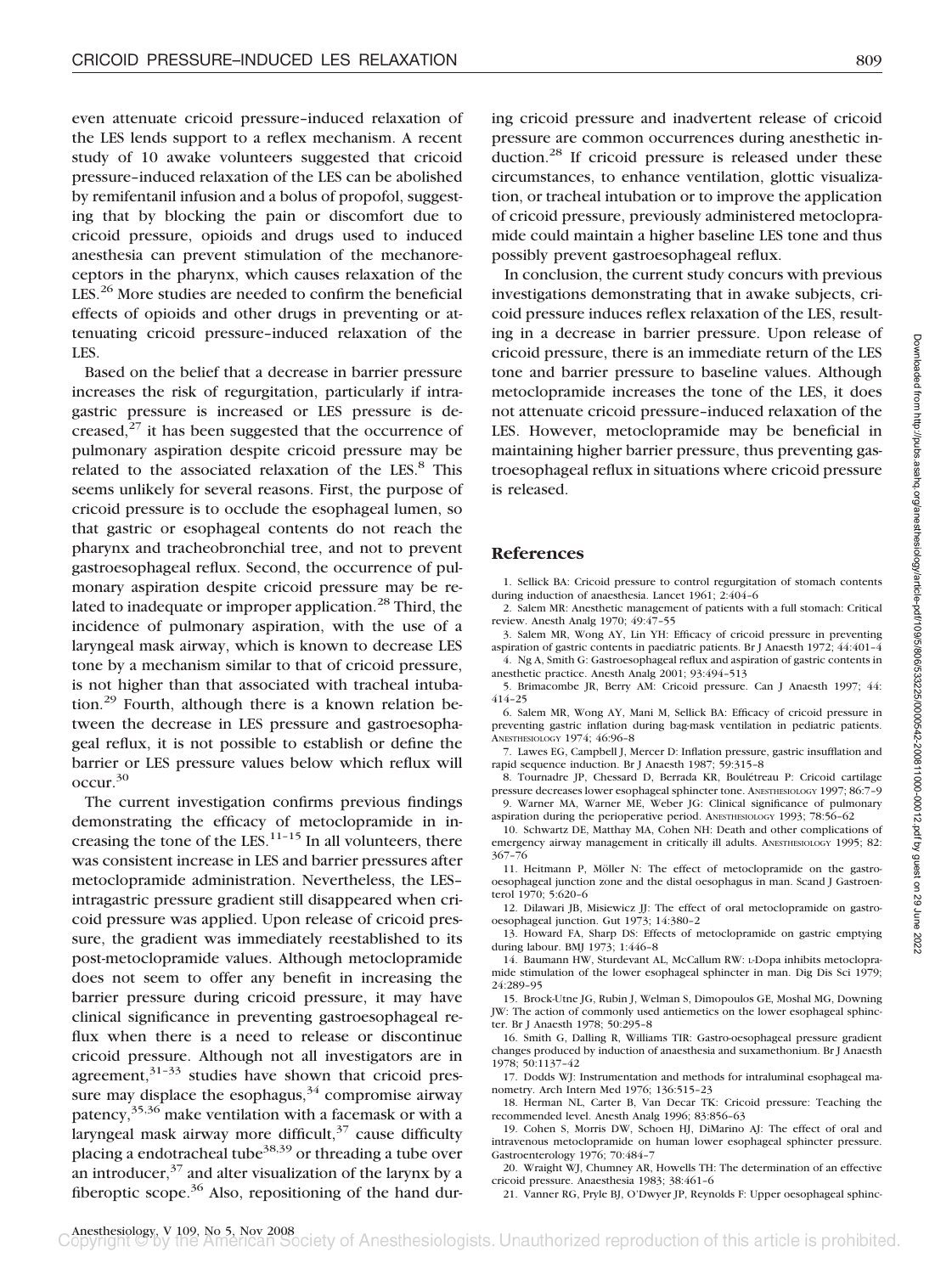even attenuate cricoid pressure–induced relaxation of the LES lends support to a reflex mechanism. A recent study of 10 awake volunteers suggested that cricoid pressure–induced relaxation of the LES can be abolished by remifentanil infusion and a bolus of propofol, suggesting that by blocking the pain or discomfort due to cricoid pressure, opioids and drugs used to induced anesthesia can prevent stimulation of the mechanoreceptors in the pharynx, which causes relaxation of the LES.[26] More studies are needed to confirm the beneficial effects of opioids and other drugs in preventing or attenuating cricoid pressure–induced relaxation of the LES.

Based on the belief that a decrease in barrier pressure increases the risk of regurgitation, particularly if intragastric pressure is increased or LES pressure is decreased,[27] it has been suggested that the occurrence of pulmonary aspiration despite cricoid pressure may be related to the associated relaxation of the LES.[8] This seems unlikely for several reasons. First, the purpose of cricoid pressure is to occlude the esophageal lumen, so that gastric or esophageal contents do not reach the pharynx and tracheobronchial tree, and not to prevent gastroesophageal reflux. Second, the occurrence of pulmonary aspiration despite cricoid pressure may be related to inadequate or improper application.[28] Third, the incidence of pulmonary aspiration, with the use of a laryngeal mask airway, which is known to decrease LES tone by a mechanism similar to that of cricoid pressure, is not higher than that associated with tracheal intubation.[29] Fourth, although there is a known relation between the decrease in LES pressure and gastroesophageal reflux, it is not possible to establish or define the barrier or LES pressure values below which reflux will occur.[30]

The current investigation confirms previous findings demonstrating the efficacy of metoclopramide in increasing the tone of the LES.[11–15] In all volunteers, there was consistent increase in LES and barrier pressures after metoclopramide administration. Nevertheless, the LES–intragastric pressure gradient still disappeared when cricoid pressure was applied. Upon release of cricoid pressure, the gradient was immediately reestablished to its post-metoclopramide values. Although metoclopramide does not seem to offer any benefit in increasing the barrier pressure during cricoid pressure, it may have clinical significance in preventing gastroesophageal reflux when there is a need to release or discontinue cricoid pressure. Although not all investigators are in agreement,[31–33] studies have shown that cricoid pressure may displace the esophagus,[34] compromise airway patency,[35,36] make ventilation with a facemask or with a laryngeal mask airway more difficult,[37] cause difficulty placing a endotracheal tube[38,39] or threading a tube over an introducer,[37] and alter visualization of the larynx by a fiberoptic scope.[36] Also, repositioning of the hand during cricoid pressure and inadvertent release of cricoid pressure are common occurrences during anesthetic induction.[28] If cricoid pressure is released under these circumstances, to enhance ventilation, glottic visualization, or tracheal intubation or to improve the application of cricoid pressure, previously administered metoclopramide could maintain a higher baseline LES tone and thus possibly prevent gastroesophageal reflux.

In conclusion, the current study concurs with previous investigations demonstrating that in awake subjects, cricoid pressure induces reflex relaxation of the LES, resulting in a decrease in barrier pressure. Upon release of cricoid pressure, there is an immediate return of the LES tone and barrier pressure to baseline values. Although metoclopramide increases the tone of the LES, it does not attenuate cricoid pressure–induced relaxation of the LES. However, metoclopramide may be beneficial in maintaining higher barrier pressure, thus preventing gastroesophageal reflux in situations where cricoid pressure is released.

## References

1. Sellick BA: Cricoid pressure to control regurgitation of stomach contents during induction of anaesthesia. Lancet 1961; 2:404–6
2. Salem MR: Anesthetic management of patients with a full stomach: Critical review. Anesth Analg 1970; 49:47–55
3. Salem MR, Wong AY, Lin YH: Efficacy of cricoid pressure in preventing aspiration of gastric contents in paediatric patients. Br J Anaesth 1972; 44:401–4
4. Ng A, Smith G: Gastroesophageal reflux and aspiration of gastric contents in anesthetic practice. Anesth Analg 2001; 93:494–513
5. Brimacombe JR, Berry AM: Cricoid pressure. Can J Anaesth 1997; 44:414–25
6. Salem MR, Wong AY, Mani M, Sellick BA: Efficacy of cricoid pressure in preventing gastric inflation during bag-mask ventilation in pediatric patients. ANESTHESIOLOGY 1974; 46:96–8
7. Lawes EG, Campbell J, Mercer D: Inflation pressure, gastric insufflation and rapid sequence induction. Br J Anaesth 1987; 59:315–8
8. Tournadre JP, Chessard D, Berrada KR, Bouletreau P: Cricoid cartilage pressure decreases lower esophageal sphincter tone. ANESTHESIOLOGY 1997; 86:7–9
9. Warner MA, Warner ME, Weber JG: Clinical significance of pulmonary aspiration during the perioperative period. ANESTHESIOLOGY 1993; 78:56–62
10. Schwartz DE, Matthay MA, Cohen NH: Death and other complications of emergency airway management in critically ill adults. ANESTHESIOLOGY 1995; 82:367–76
11. Heitmann P, Möller N: The effect of metoclopramide on the gastro-oesophageal junction zone and the distal oesophagus in man. Scand J Gastroenterol 1970; 5:620–6
12. Dilawari JB, Misiewicz JJ: The effect of oral metoclopramide on gastro-oesophageal junction. Gut 1973; 14:380–2
13. Howard FA, Sharp DS: Effects of metoclopramide on gastric emptying during labour. BMJ 1973; 1:446–8
14. Baumann HW, Sturdevant AL, McCallum RW: L-Dopa inhibits metoclopramide stimulation of the lower esophageal sphincter in man. Dig Dis Sci 1979; 24:289–95
15. Brock-Utne JG, Rubin J, Welman S, Dimopoulos GE, Moshal MG, Downing JW: The action of commonly used antiemetics on the lower esophageal sphincter. Br J Anaesth 1978; 50:295–8
16. Smith G, Dalling R, Williams TIR: Gastro-oesophageal pressure gradient changes produced by induction of anaesthesia and suxamethonium. Br J Anaesth 1978; 50:1137–42
17. Dodds WJ: Instrumentation and methods for intraluminal esophageal manometry. Arch Intern Med 1976; 136:515–23
18. Herman NL, Carter B, Van Decar TK: Cricoid pressure: Teaching the recommended level. Anesth Analg 1996; 83:856–63
19. Cohen S, Morris DW, Schoen HJ, DiMarino AJ: The effect of oral and intravenous metoclopramide on human lower esophageal sphincter pressure. Gastroenterology 1976; 70:484–7
20. Wraight WJ, Chumney AR, Howells TH: The determination of an effective cricoid pressure. Anaesthesia 1983; 38:461–6
21. Vanner RG, Pryle BJ, O'Dwyer JP, Reynolds F: Upper oesophageal sphinc-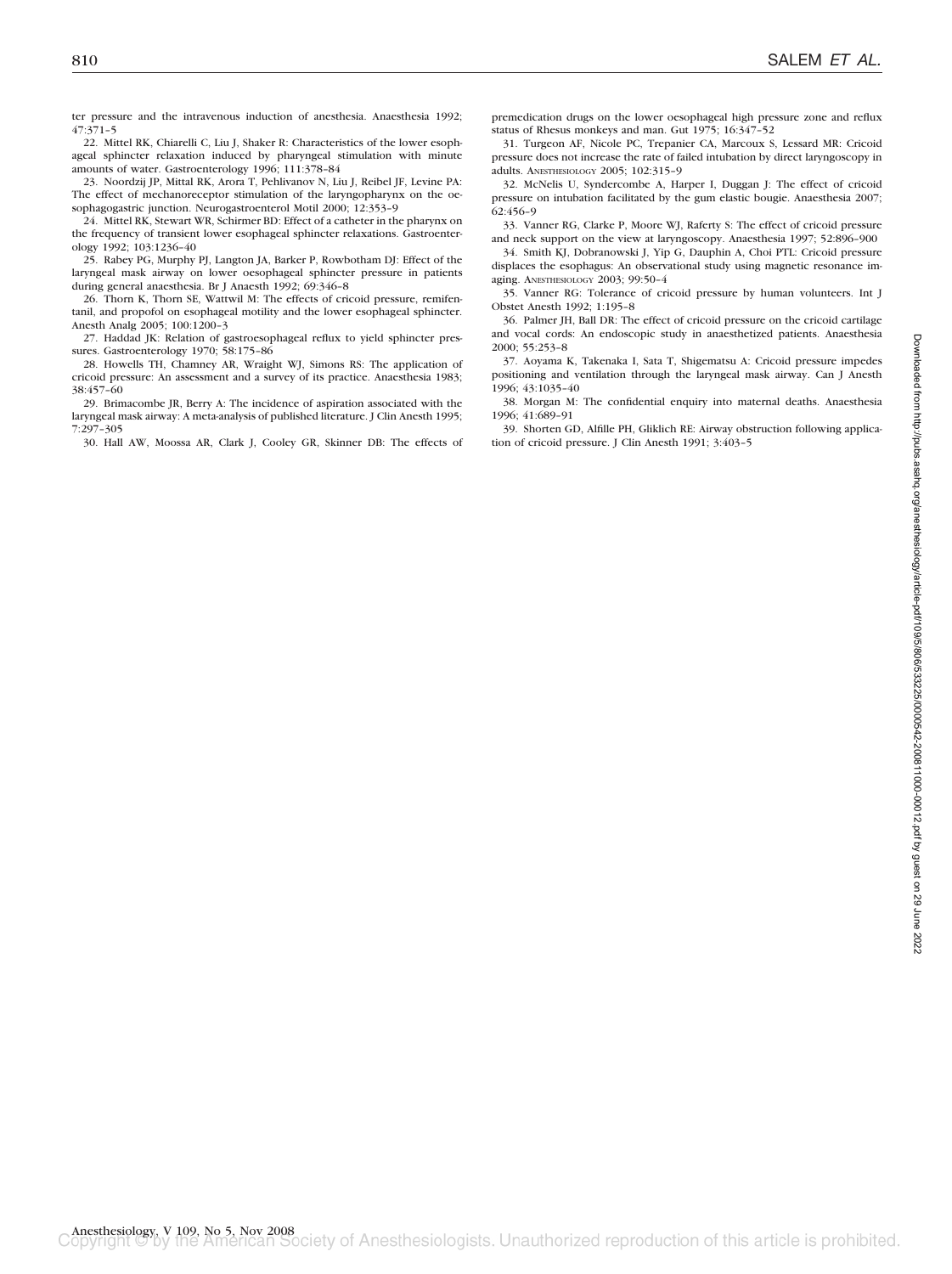ter pressure and the intravenous induction of anesthesia. Anaesthesia 1992; 47:371–5

22. Mittel RK, Chiarelli C, Liu J, Shaker R: Characteristics of the lower esophageal sphincter relaxation induced by pharyngeal stimulation with minute amounts of water. Gastroenterology 1996; 111:378–84

23. Noordzij JP, Mittal RK, Arora T, Pehlivanov N, Liu J, Reibel JF, Levine PA: The effect of mechanoreceptor stimulation of the laryngopharynx on the oesophagogastric junction. Neurogastroenterol Motil 2000; 12:353–9

24. Mittel RK, Stewart WR, Schirmer BD: Effect of a catheter in the pharynx on the frequency of transient lower esophageal sphincter relaxations. Gastroenterology 1992; 103:1236–40

25. Rabey PG, Murphy PJ, Langton JA, Barker P, Rowbotham DJ: Effect of the laryngeal mask airway on lower oesophageal sphincter pressure in patients during general anaesthesia. Br J Anaesth 1992; 69:346–8

26. Thorn K, Thorn SE, Wattwil M: The effects of cricoid pressure, remifentanil, and propofol on esophageal motility and the lower esophageal sphincter. Anesth Analg 2005; 100:1200–3

27. Haddad JK: Relation of gastroesophageal reflux to yield sphincter pressures. Gastroenterology 1970; 58:175–86

28. Howells TH, Chamney AR, Wraight WJ, Simons RS: The application of cricoid pressure: An assessment and a survey of its practice. Anaesthesia 1983; 38:457–60

29. Brimacombe JR, Berry A: The incidence of aspiration associated with the laryngeal mask airway: A meta-analysis of published literature. J Clin Anesth 1995; 7:297–305

30. Hall AW, Moossa AR, Clark J, Cooley GR, Skinner DB: The effects of premedication drugs on the lower oesophageal high pressure zone and reflux status of Rhesus monkeys and man. Gut 1975; 16:347–52

31. Turgeon AF, Nicole PC, Trepanier CA, Marcoux S, Lessard MR: Cricoid pressure does not increase the rate of failed intubation by direct laryngoscopy in adults. ANESTHESIOLOGY 2005; 102:315–9

32. McNelis U, Syndercombe A, Harper I, Duggan J: The effect of cricoid pressure on intubation facilitated by the gum elastic bougie. Anaesthesia 2007; 62:456–9

33. Vanner RG, Clarke P, Moore WJ, Raferty S: The effect of cricoid pressure and neck support on the view at laryngoscopy. Anaesthesia 1997; 52:896–900

34. Smith KJ, Dobranowski J, Yip G, Dauphin A, Choi PTL: Cricoid pressure displaces the esophagus: An observational study using magnetic resonance imaging. ANESTHESIOLOGY 2003; 99:50–4

35. Vanner RG: Tolerance of cricoid pressure by human volunteers. Int J Obstet Anesth 1992; 1:195–8

36. Palmer JH, Ball DR: The effect of cricoid pressure on the cricoid cartilage and vocal cords: An endoscopic study in anaesthetized patients. Anaesthesia 2000; 55:253–8

37. Aoyama K, Takenaka I, Sata T, Shigematsu A: Cricoid pressure impedes positioning and ventilation through the laryngeal mask airway. Can J Anesth 1996; 43:1035–40

38. Morgan M: The confidential enquiry into maternal deaths. Anaesthesia 1996; 41:689–91

39. Shorten GD, Alfille PH, Gliklich RE: Airway obstruction following application of cricoid pressure. J Clin Anesth 1991; 3:403–5